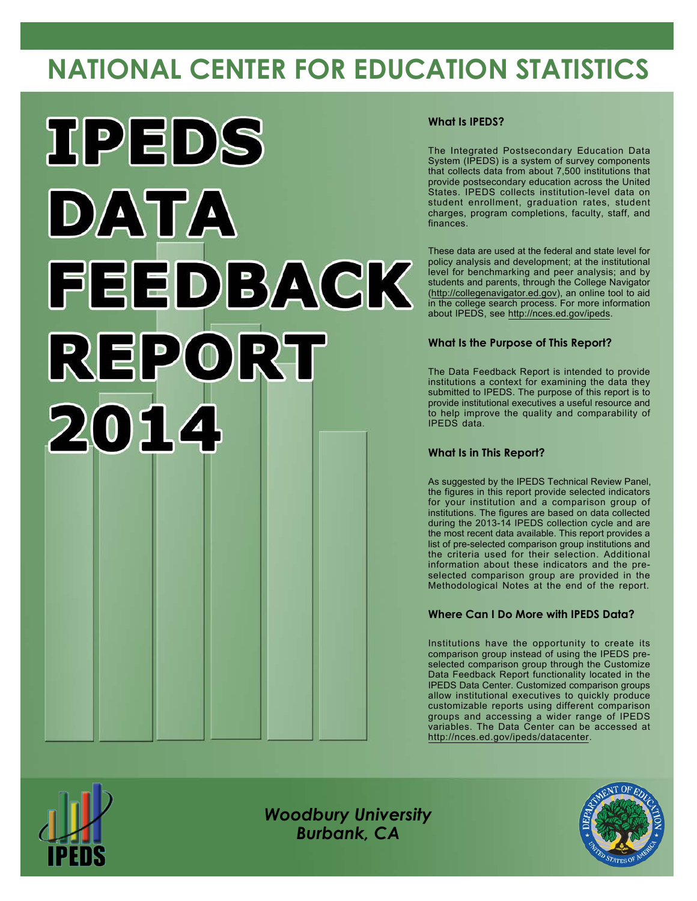# NATIONAL CENTER FOR EDUCATION STATISTICS

# IPEDS DATA FEEDBACK REPORT 2014

### What Is IPEDS?

The Integrated Postsecondary Education Data System (IPEDS) is a system of survey components that collects data from about 7,500 institutions that provide postsecondary education across the United States. IPEDS collects institution-level data on student enrollment, graduation rates, student charges, program completions, faculty, staff, and finances.

These data are used at the federal and state level for policy analysis and development; at the institutional level for benchmarking and peer analysis; and by students and parents, through the College Navigator (http://collegenavigator.ed.gov), an online tool to aid in the college search process. For more information about IPEDS, see http://nces.ed.gov/ipeds.

### What Is the Purpose of This Report?

The Data Feedback Report is intended to provide institutions a context for examining the data they submitted to IPEDS. The purpose of this report is to provide institutional executives a useful resource and to help improve the quality and comparability of IPEDS data.

### What Is in This Report?

As suggested by the IPEDS Technical Review Panel, the figures in this report provide selected indicators for your institution and a comparison group of institutions. The figures are based on data collected during the 2013-14 IPEDS collection cycle and are the most recent data available. This report provides a list of pre-selected comparison group institutions and the criteria used for their selection. Additional information about these indicators and the pre-selected comparison group are provided in the Methodological Notes at the end of the report.

### Where Can I Do More with IPEDS Data?

Institutions have the opportunity to create its comparison group instead of using the IPEDS pre-selected comparison group through the Customize Data Feedback Report functionality located in the IPEDS Data Center. Customized comparison groups allow institutional executives to quickly produce customizable reports using different comparison groups and accessing a wider range of IPEDS variables. The Data Center can be accessed at http://nces.ed.gov/ipeds/datacenter.

*Woodbury University*
*Burbank, CA*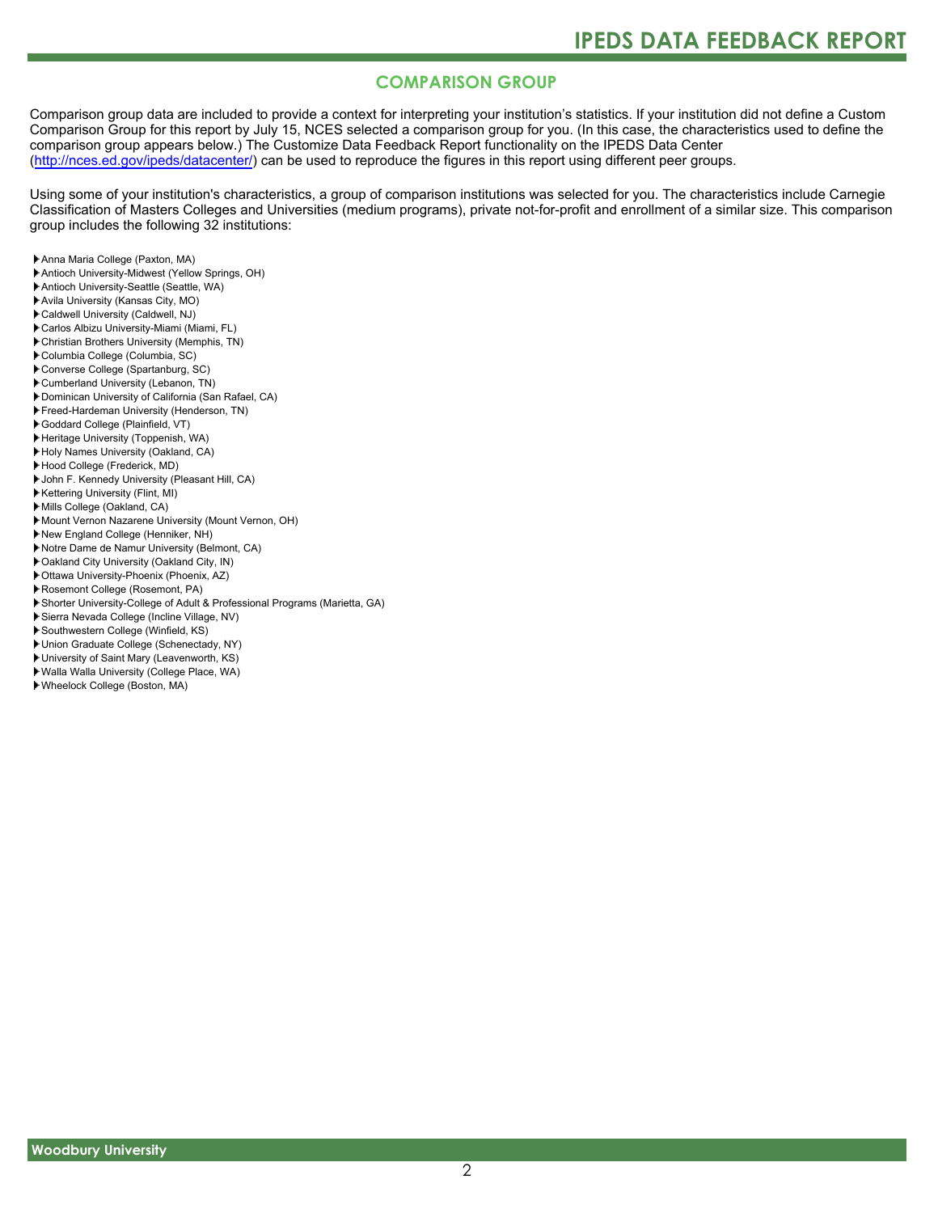## COMPARISON GROUP

Comparison group data are included to provide a context for interpreting your institution's statistics. If your institution did not define a Custom Comparison Group for this report by July 15, NCES selected a comparison group for you. (In this case, the characteristics used to define the comparison group appears below.) The Customize Data Feedback Report functionality on the IPEDS Data Center (http://nces.ed.gov/ipeds/datacenter/) can be used to reproduce the figures in this report using different peer groups.

Using some of your institution's characteristics, a group of comparison institutions was selected for you. The characteristics include Carnegie Classification of Masters Colleges and Universities (medium programs), private not-for-profit and enrollment of a similar size. This comparison group includes the following 32 institutions:

- Anna Maria College (Paxton, MA)
- Antioch University-Midwest (Yellow Springs, OH)
- Antioch University-Seattle (Seattle, WA)
- Avila University (Kansas City, MO)
- Caldwell University (Caldwell, NJ)
- Carlos Albizu University-Miami (Miami, FL)
- Christian Brothers University (Memphis, TN)
- Columbia College (Columbia, SC)
- Converse College (Spartanburg, SC)
- Cumberland University (Lebanon, TN)
- Dominican University of California (San Rafael, CA)
- Freed-Hardeman University (Henderson, TN)
- Goddard College (Plainfield, VT)
- Heritage University (Toppenish, WA)
- Holy Names University (Oakland, CA)
- Hood College (Frederick, MD)
- John F. Kennedy University (Pleasant Hill, CA)
- Kettering University (Flint, MI)
- Mills College (Oakland, CA)
- Mount Vernon Nazarene University (Mount Vernon, OH)
- New England College (Henniker, NH)
- Notre Dame de Namur University (Belmont, CA)
- Oakland City University (Oakland City, IN)
- Ottawa University-Phoenix (Phoenix, AZ)
- Rosemont College (Rosemont, PA)
- Shorter University-College of Adult & Professional Programs (Marietta, GA)
- Sierra Nevada College (Incline Village, NV)
- Southwestern College (Winfield, KS)
- Union Graduate College (Schenectady, NY)
- University of Saint Mary (Leavenworth, KS)
- Walla Walla University (College Place, WA)
- Wheelock College (Boston, MA)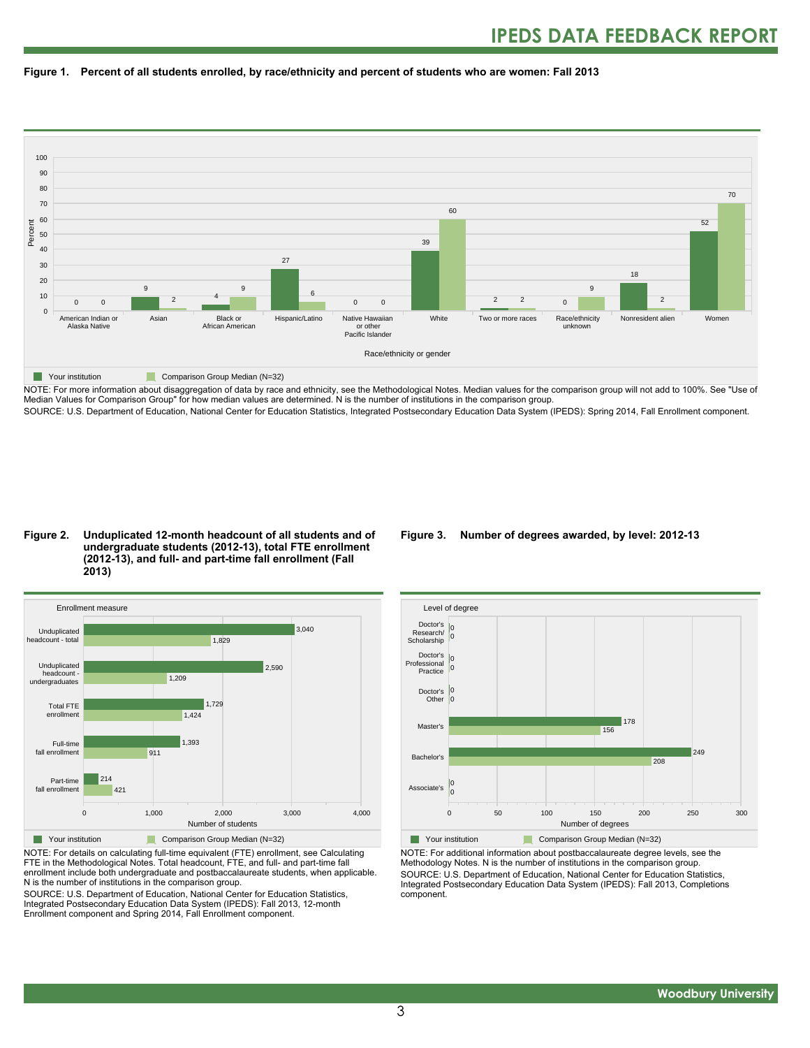## Figure 1. Percent of all students enrolled, by race/ethnicity and percent of students who are women: Fall 2013

| Race/ethnicity or gender | Your institution | Comparison Group Median (N=32) |
|---|---|---|
| American Indian or Alaska Native | 0 | 0 |
| Asian | 9 | 2 |
| Black or African American | 4 | 9 |
| Hispanic/Latino | 27 | 6 |
| Native Hawaiian or other Pacific Islander | 0 | 0 |
| White | 39 | 60 |
| Two or more races | 2 | 2 |
| Race/ethnicity unknown | 0 | 9 |
| Nonresident alien | 18 | 2 |
| Women | 52 | 70 |

NOTE: For more information about disaggregation of data by race and ethnicity, see the Methodological Notes. Median values for the comparison group will not add to 100%. See "Use of Median Values for Comparison Group" for how median values are determined. N is the number of institutions in the comparison group.
SOURCE: U.S. Department of Education, National Center for Education Statistics, Integrated Postsecondary Education Data System (IPEDS): Spring 2014, Fall Enrollment component.

## Figure 2. Unduplicated 12-month headcount of all students and of undergraduate students (2012-13), total FTE enrollment (2012-13), and full- and part-time fall enrollment (Fall 2013)

| Enrollment measure | Your institution | Comparison Group Median (N=32) |
|---|---|---|
| Unduplicated headcount - total | 3,040 | 1,829 |
| Unduplicated headcount - undergraduates | 2,590 | 1,209 |
| Total FTE enrollment | 1,729 | 1,424 |
| Full-time fall enrollment | 1,393 | 911 |
| Part-time fall enrollment | 214 | 421 |

NOTE: For details on calculating full-time equivalent (FTE) enrollment, see Calculating FTE in the Methodological Notes. Total headcount, FTE, and full- and part-time fall enrollment include both undergraduate and postbaccalaureate students, when applicable. N is the number of institutions in the comparison group.
SOURCE: U.S. Department of Education, National Center for Education Statistics, Integrated Postsecondary Education Data System (IPEDS): Fall 2013, 12-month Enrollment component and Spring 2014, Fall Enrollment component.

## Figure 3. Number of degrees awarded, by level: 2012-13

| Level of degree | Your institution | Comparison Group Median (N=32) |
|---|---|---|
| Doctor's Research/ Scholarship | 0 | 0 |
| Doctor's Professional Practice | 0 | 0 |
| Doctor's Other | 0 | 0 |
| Master's | 178 | 156 |
| Bachelor's | 249 | 208 |
| Associate's | 0 | 0 |

NOTE: For additional information about postbaccalaureate degree levels, see the Methodology Notes. N is the number of institutions in the comparison group.
SOURCE: U.S. Department of Education, National Center for Education Statistics, Integrated Postsecondary Education Data System (IPEDS): Fall 2013, Completions component.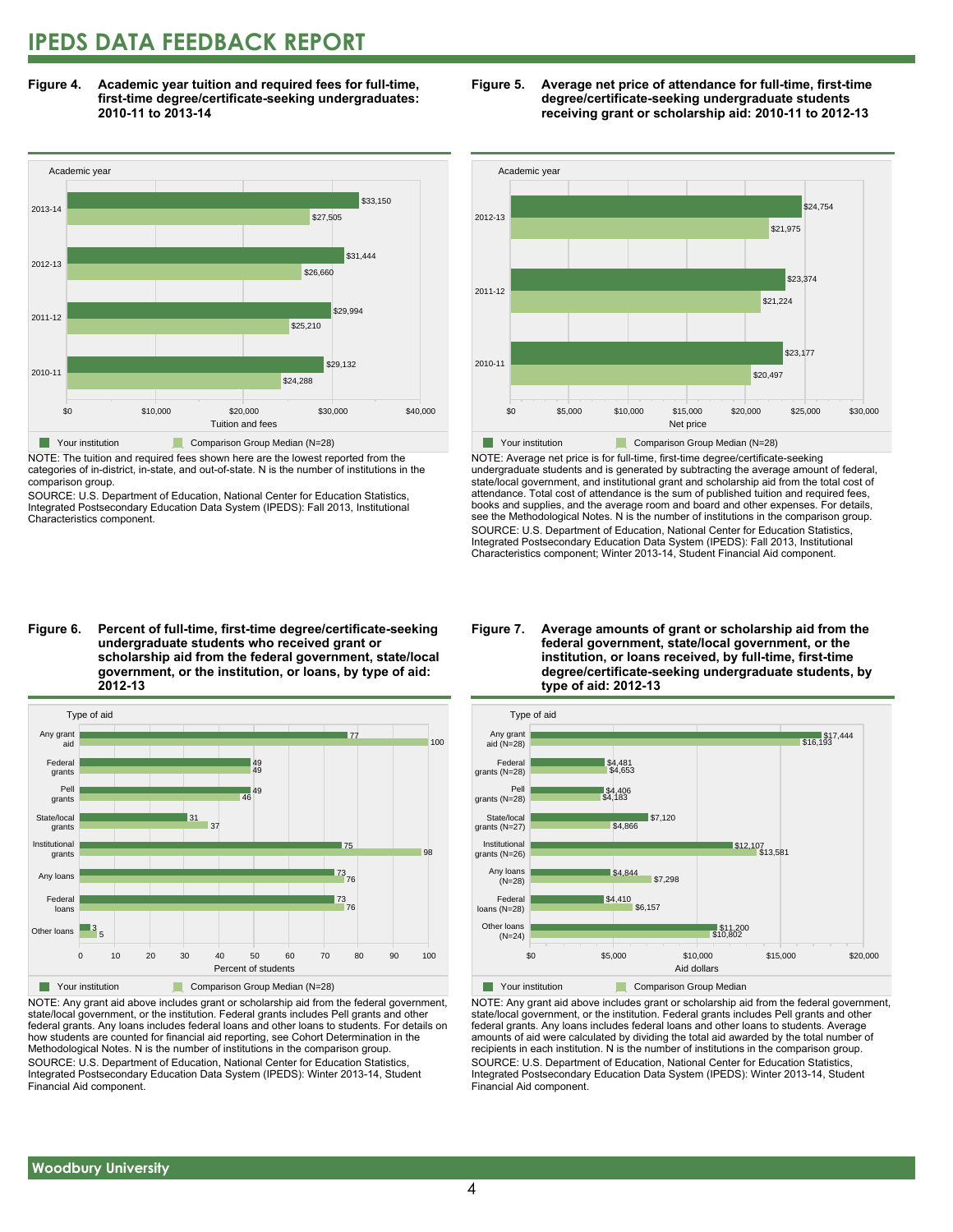**Figure 4. Academic year tuition and required fees for full-time, first-time degree/certificate-seeking undergraduates: 2010-11 to 2013-14**

| Academic year | Your institution | Comparison Group Median (N=28) |
|---|---|---|
| 2013-14 | $33,150 | $27,505 |
| 2012-13 | $31,444 | $26,660 |
| 2011-12 | $29,994 | $25,210 |
| 2010-11 | $29,132 | $24,288 |

NOTE: The tuition and required fees shown here are the lowest reported from the categories of in-district, in-state, and out-of-state. N is the number of institutions in the comparison group.
SOURCE: U.S. Department of Education, National Center for Education Statistics, Integrated Postsecondary Education Data System (IPEDS): Fall 2013, Institutional Characteristics component.

**Figure 5. Average net price of attendance for full-time, first-time degree/certificate-seeking undergraduate students receiving grant or scholarship aid: 2010-11 to 2012-13**

| Academic year | Your institution | Comparison Group Median (N=28) |
|---|---|---|
| 2012-13 | $24,754 | $21,975 |
| 2011-12 | $23,374 | $21,224 |
| 2010-11 | $23,177 | $20,497 |

NOTE: Average net price is for full-time, first-time degree/certificate-seeking undergraduate students and is generated by subtracting the average amount of federal, state/local government, and institutional grant and scholarship aid from the total cost of attendance. Total cost of attendance is the sum of published tuition and required fees, books and supplies, and the average room and board and other expenses. For details, see the Methodological Notes. N is the number of institutions in the comparison group.
SOURCE: U.S. Department of Education, National Center for Education Statistics, Integrated Postsecondary Education Data System (IPEDS): Fall 2013, Institutional Characteristics component; Winter 2013-14, Student Financial Aid component.

**Figure 6. Percent of full-time, first-time degree/certificate-seeking undergraduate students who received grant or scholarship aid from the federal government, state/local government, or the institution, or loans, by type of aid: 2012-13**

| Type of aid | Your institution | Comparison Group Median (N=28) |
|---|---|---|
| Any grant aid | 77 | 100 |
| Federal grants | 49 | 49 |
| Pell grants | 49 | 46 |
| State/local grants | 31 | 37 |
| Institutional grants | 75 | 98 |
| Any loans | 73 | 76 |
| Federal loans | 73 | 76 |
| Other loans | 3 | 5 |

NOTE: Any grant aid above includes grant or scholarship aid from the federal government, state/local government, or the institution. Federal grants includes Pell grants and other federal grants. Any loans includes federal loans and other loans to students. For details on how students are counted for financial aid reporting, see Cohort Determination in the Methodological Notes. N is the number of institutions in the comparison group.
SOURCE: U.S. Department of Education, National Center for Education Statistics, Integrated Postsecondary Education Data System (IPEDS): Winter 2013-14, Student Financial Aid component.

**Figure 7. Average amounts of grant or scholarship aid from the federal government, state/local government, or the institution, or loans received, by full-time, first-time degree/certificate-seeking undergraduate students, by type of aid: 2012-13**

| Type of aid | Your institution | Comparison Group Median |
|---|---|---|
| Any grant aid (N=28) | $17,444 | $16,193 |
| Federal grants (N=28) | $4,481 | $4,653 |
| Pell grants (N=28) | $4,406 | $4,183 |
| State/local grants (N=27) | $7,120 | $4,866 |
| Institutional grants (N=26) | $12,107 | $13,581 |
| Any loans (N=28) | $4,844 | $7,298 |
| Federal loans (N=28) | $4,410 | $6,157 |
| Other loans (N=24) | $11,200 | $10,802 |

NOTE: Any grant aid above includes grant or scholarship aid from the federal government, state/local government, or the institution. Federal grants includes Pell grants and other federal grants. Any loans includes federal loans and other loans to students. Average amounts of aid were calculated by dividing the total aid awarded by the total number of recipients in each institution. N is the number of institutions in the comparison group.
SOURCE: U.S. Department of Education, National Center for Education Statistics, Integrated Postsecondary Education Data System (IPEDS): Winter 2013-14, Student Financial Aid component.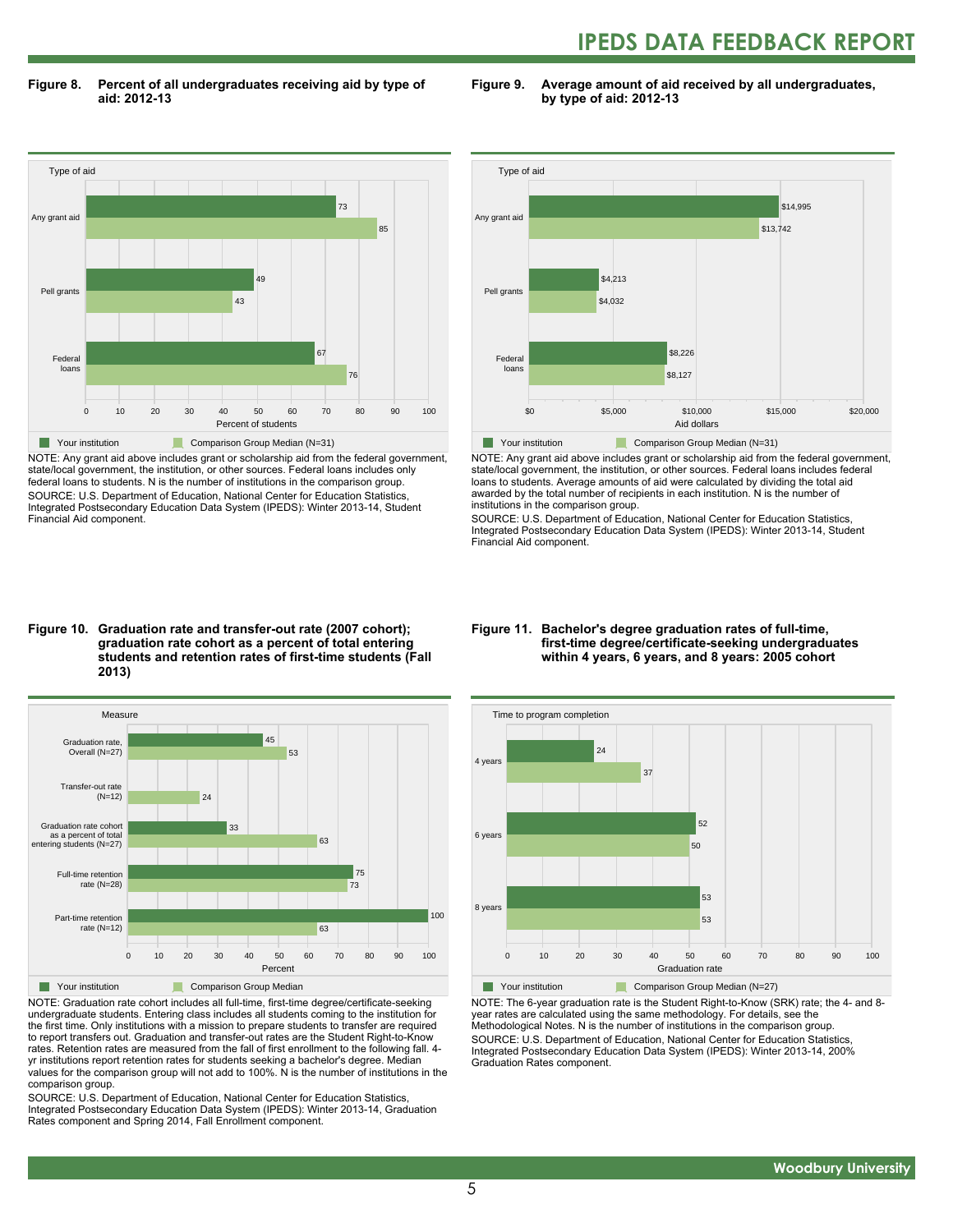**Figure 8. Percent of all undergraduates receiving aid by type of aid: 2012-13**

| Type of aid | Your institution | Comparison Group Median (N=31) |
|---|---|---|
| Any grant aid | 73 | 85 |
| Pell grants | 49 | 43 |
| Federal loans | 67 | 76 |

NOTE: Any grant aid above includes grant or scholarship aid from the federal government, state/local government, the institution, or other sources. Federal loans includes only federal loans to students. N is the number of institutions in the comparison group.
SOURCE: U.S. Department of Education, National Center for Education Statistics, Integrated Postsecondary Education Data System (IPEDS): Winter 2013-14, Student Financial Aid component.

**Figure 9. Average amount of aid received by all undergraduates, by type of aid: 2012-13**

| Type of aid | Your institution | Comparison Group Median (N=31) |
|---|---|---|
| Any grant aid | $14,995 | $13,742 |
| Pell grants | $4,213 | $4,032 |
| Federal loans | $8,226 | $8,127 |

NOTE: Any grant aid above includes grant or scholarship aid from the federal government, state/local government, the institution, or other sources. Federal loans includes federal loans to students. Average amounts of aid were calculated by dividing the total aid awarded by the total number of recipients in each institution. N is the number of institutions in the comparison group.
SOURCE: U.S. Department of Education, National Center for Education Statistics, Integrated Postsecondary Education Data System (IPEDS): Winter 2013-14, Student Financial Aid component.

**Figure 10. Graduation rate and transfer-out rate (2007 cohort); graduation rate cohort as a percent of total entering students and retention rates of first-time students (Fall 2013)**

| Measure | Your institution | Comparison Group Median |
|---|---|---|
| Graduation rate, Overall (N=27) | 45 | 53 |
| Transfer-out rate (N=12) | | 24 |
| Graduation rate cohort as a percent of total entering students (N=27) | 33 | 63 |
| Full-time retention rate (N=28) | 75 | 73 |
| Part-time retention rate (N=12) | 100 | 63 |

NOTE: Graduation rate cohort includes all full-time, first-time degree/certificate-seeking undergraduate students. Entering class includes all students coming to the institution for the first time. Only institutions with a mission to prepare students to transfer are required to report transfers out. Graduation and transfer-out rates are the Student Right-to-Know rates. Retention rates are measured from the fall of first enrollment to the following fall. 4-yr institutions report retention rates for students seeking a bachelor's degree. Median values for the comparison group will not add to 100%. N is the number of institutions in the comparison group.
SOURCE: U.S. Department of Education, National Center for Education Statistics, Integrated Postsecondary Education Data System (IPEDS): Winter 2013-14, Graduation Rates component and Spring 2014, Fall Enrollment component.

**Figure 11. Bachelor's degree graduation rates of full-time, first-time degree/certificate-seeking undergraduates within 4 years, 6 years, and 8 years: 2005 cohort**

| Time to program completion | Your institution | Comparison Group Median (N=27) |
|---|---|---|
| 4 years | 24 | 37 |
| 6 years | 52 | 50 |
| 8 years | 53 | 53 |

NOTE: The 6-year graduation rate is the Student Right-to-Know (SRK) rate; the 4- and 8-year rates are calculated using the same methodology. For details, see the Methodological Notes. N is the number of institutions in the comparison group.
SOURCE: U.S. Department of Education, National Center for Education Statistics, Integrated Postsecondary Education Data System (IPEDS): Winter 2013-14, 200% Graduation Rates component.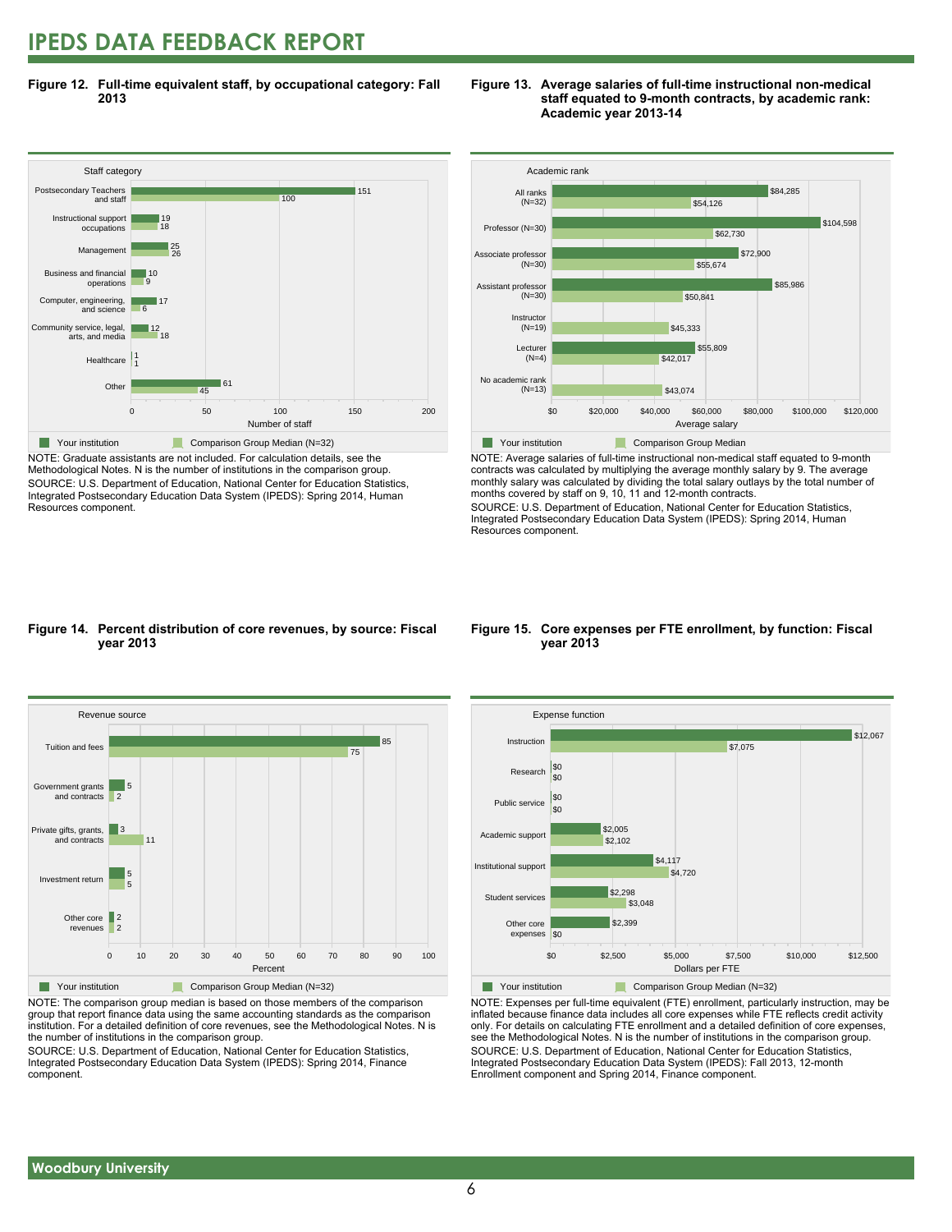**Figure 12. Full-time equivalent staff, by occupational category: Fall 2013**

| Staff category | Your institution | Comparison Group Median (N=32) |
|---|---|---|
| Postsecondary Teachers and staff | 151 | 100 |
| Instructional support occupations | 19 | 18 |
| Management | 25 | 26 |
| Business and financial operations | 10 | 9 |
| Computer, engineering, and science | 17 | 6 |
| Community service, legal, arts, and media | 12 | 18 |
| Healthcare | 1 | 1 |
| Other | 61 | 45 |

NOTE: Graduate assistants are not included. For calculation details, see the Methodological Notes. N is the number of institutions in the comparison group.
SOURCE: U.S. Department of Education, National Center for Education Statistics, Integrated Postsecondary Education Data System (IPEDS): Spring 2014, Human Resources component.

**Figure 13. Average salaries of full-time instructional non-medical staff equated to 9-month contracts, by academic rank: Academic year 2013-14**

| Academic rank | Your institution | Comparison Group Median |
|---|---|---|
| All ranks (N=32) | $84,285 | $54,126 |
| Professor (N=30) | $104,598 | $62,730 |
| Associate professor (N=30) | $72,900 | $55,674 |
| Assistant professor (N=30) | $85,986 | $50,841 |
| Instructor (N=19) | | $45,333 |
| Lecturer (N=4) | $55,809 | $42,017 |
| No academic rank (N=13) | | $43,074 |

NOTE: Average salaries of full-time instructional non-medical staff equated to 9-month contracts was calculated by multiplying the average monthly salary by 9. The average monthly salary was calculated by dividing the total salary outlays by the total number of months covered by staff on 9, 10, 11 and 12-month contracts.
SOURCE: U.S. Department of Education, National Center for Education Statistics, Integrated Postsecondary Education Data System (IPEDS): Spring 2014, Human Resources component.

**Figure 14. Percent distribution of core revenues, by source: Fiscal year 2013**

| Revenue source | Your institution | Comparison Group Median (N=32) |
|---|---|---|
| Tuition and fees | 85 | 75 |
| Government grants and contracts | 5 | 2 |
| Private gifts, grants, and contracts | 3 | 11 |
| Investment return | 5 | 5 |
| Other core revenues | 2 | 2 |

NOTE: The comparison group median is based on those members of the comparison group that report finance data using the same accounting standards as the comparison institution. For a detailed definition of core revenues, see the Methodological Notes. N is the number of institutions in the comparison group.
SOURCE: U.S. Department of Education, National Center for Education Statistics, Integrated Postsecondary Education Data System (IPEDS): Spring 2014, Finance component.

**Figure 15. Core expenses per FTE enrollment, by function: Fiscal year 2013**

| Expense function | Your institution | Comparison Group Median (N=32) |
|---|---|---|
| Instruction | $12,067 | $7,075 |
| Research | $0 | $0 |
| Public service | $0 | $0 |
| Academic support | $2,005 | $2,102 |
| Institutional support | $4,117 | $4,720 |
| Student services | $2,298 | $3,048 |
| Other core expenses | $2,399 | $0 |

NOTE: Expenses per full-time equivalent (FTE) enrollment, particularly instruction, may be inflated because finance data includes all core expenses while FTE reflects credit activity only. For details on calculating FTE enrollment and a detailed definition of core expenses, see the Methodological Notes. N is the number of institutions in the comparison group.
SOURCE: U.S. Department of Education, National Center for Education Statistics, Integrated Postsecondary Education Data System (IPEDS): Fall 2013, 12-month Enrollment component and Spring 2014, Finance component.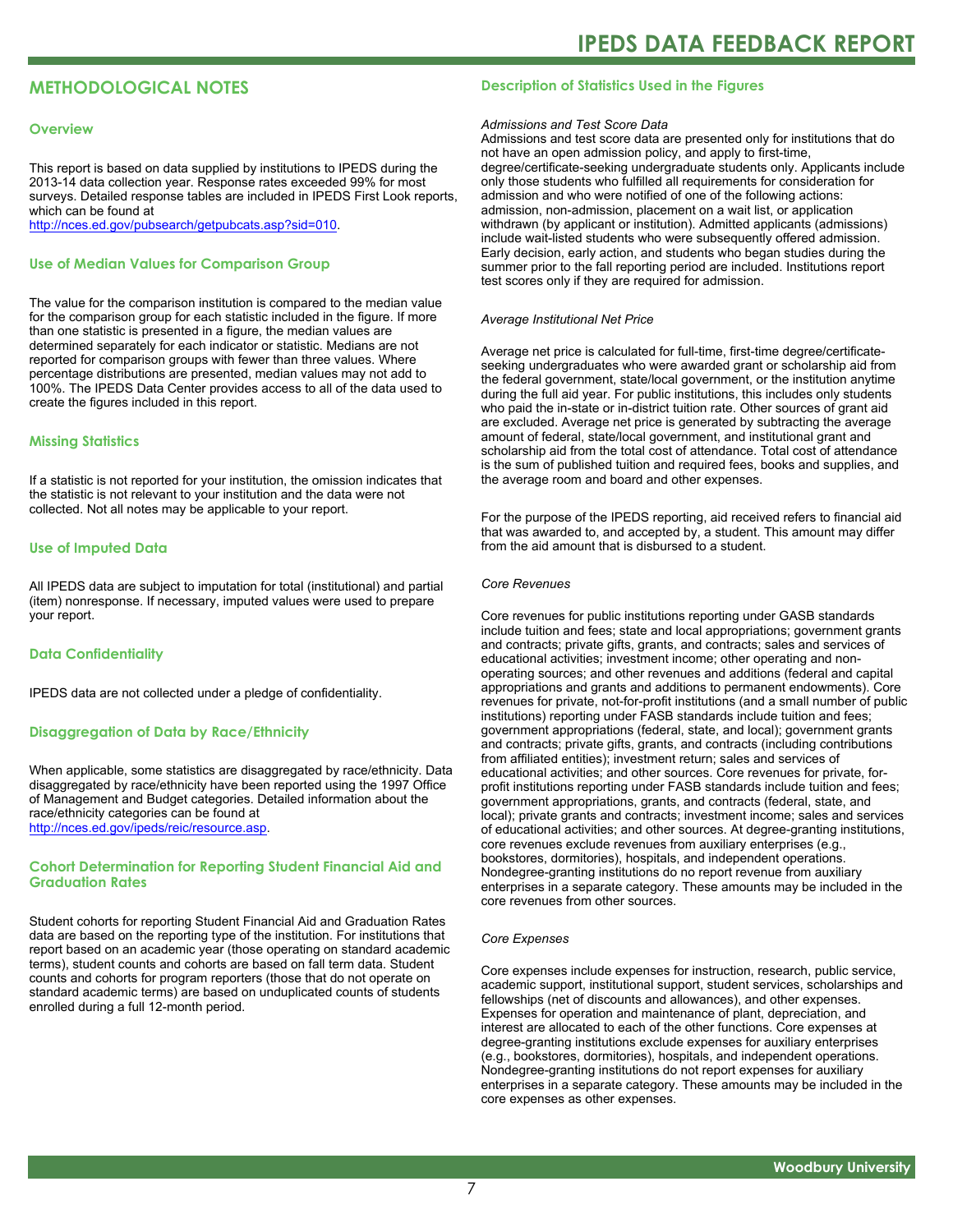## METHODOLOGICAL NOTES

### Overview

This report is based on data supplied by institutions to IPEDS during the 2013-14 data collection year. Response rates exceeded 99% for most surveys. Detailed response tables are included in IPEDS First Look reports, which can be found at http://nces.ed.gov/pubsearch/getpubcats.asp?sid=010.

### Use of Median Values for Comparison Group

The value for the comparison institution is compared to the median value for the comparison group for each statistic included in the figure. If more than one statistic is presented in a figure, the median values are determined separately for each indicator or statistic. Medians are not reported for comparison groups with fewer than three values. Where percentage distributions are presented, median values may not add to 100%. The IPEDS Data Center provides access to all of the data used to create the figures included in this report.

### Missing Statistics

If a statistic is not reported for your institution, the omission indicates that the statistic is not relevant to your institution and the data were not collected. Not all notes may be applicable to your report.

### Use of Imputed Data

All IPEDS data are subject to imputation for total (institutional) and partial (item) nonresponse. If necessary, imputed values were used to prepare your report.

### Data Confidentiality

IPEDS data are not collected under a pledge of confidentiality.

### Disaggregation of Data by Race/Ethnicity

When applicable, some statistics are disaggregated by race/ethnicity. Data disaggregated by race/ethnicity have been reported using the 1997 Office of Management and Budget categories. Detailed information about the race/ethnicity categories can be found at http://nces.ed.gov/ipeds/reic/resource.asp.

### Cohort Determination for Reporting Student Financial Aid and Graduation Rates

Student cohorts for reporting Student Financial Aid and Graduation Rates data are based on the reporting type of the institution. For institutions that report based on an academic year (those operating on standard academic terms), student counts and cohorts are based on fall term data. Student counts and cohorts for program reporters (those that do not operate on standard academic terms) are based on unduplicated counts of students enrolled during a full 12-month period.

### Description of Statistics Used in the Figures

*Admissions and Test Score Data*

Admissions and test score data are presented only for institutions that do not have an open admission policy, and apply to first-time, degree/certificate-seeking undergraduate students only. Applicants include only those students who fulfilled all requirements for consideration for admission and who were notified of one of the following actions: admission, non-admission, placement on a wait list, or application withdrawn (by applicant or institution). Admitted applicants (admissions) include wait-listed students who were subsequently offered admission. Early decision, early action, and students who began studies during the summer prior to the fall reporting period are included. Institutions report test scores only if they are required for admission.

*Average Institutional Net Price*

Average net price is calculated for full-time, first-time degree/certificate-seeking undergraduates who were awarded grant or scholarship aid from the federal government, state/local government, or the institution anytime during the full aid year. For public institutions, this includes only students who paid the in-state or in-district tuition rate. Other sources of grant aid are excluded. Average net price is generated by subtracting the average amount of federal, state/local government, and institutional grant and scholarship aid from the total cost of attendance. Total cost of attendance is the sum of published tuition and required fees, books and supplies, and the average room and board and other expenses.

For the purpose of the IPEDS reporting, aid received refers to financial aid that was awarded to, and accepted by, a student. This amount may differ from the aid amount that is disbursed to a student.

*Core Revenues*

Core revenues for public institutions reporting under GASB standards include tuition and fees; state and local appropriations; government grants and contracts; private gifts, grants, and contracts; sales and services of educational activities; investment income; other operating and non-operating sources; and other revenues and additions (federal and capital appropriations and grants and additions to permanent endowments). Core revenues for private, not-for-profit institutions (and a small number of public institutions) reporting under FASB standards include tuition and fees; government appropriations (federal, state, and local); government grants and contracts; private gifts, grants, and contracts (including contributions from affiliated entities); investment return; sales and services of educational activities; and other sources. Core revenues for private, for-profit institutions reporting under FASB standards include tuition and fees; government appropriations, grants, and contracts (federal, state, and local); private grants and contracts; investment income; sales and services of educational activities; and other sources. At degree-granting institutions, core revenues exclude revenues from auxiliary enterprises (e.g., bookstores, dormitories), hospitals, and independent operations. Nondegree-granting institutions do no report revenue from auxiliary enterprises in a separate category. These amounts may be included in the core revenues from other sources.

*Core Expenses*

Core expenses include expenses for instruction, research, public service, academic support, institutional support, student services, scholarships and fellowships (net of discounts and allowances), and other expenses. Expenses for operation and maintenance of plant, depreciation, and interest are allocated to each of the other functions. Core expenses at degree-granting institutions exclude expenses for auxiliary enterprises (e.g., bookstores, dormitories), hospitals, and independent operations. Nondegree-granting institutions do not report expenses for auxiliary enterprises in a separate category. These amounts may be included in the core expenses as other expenses.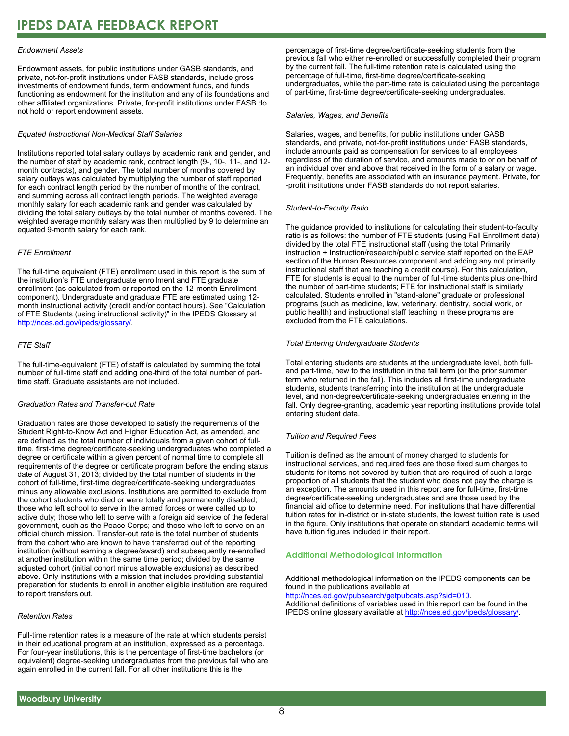### Endowment Assets

Endowment assets, for public institutions under GASB standards, and private, not-for-profit institutions under FASB standards, include gross investments of endowment funds, term endowment funds, and funds functioning as endowment for the institution and any of its foundations and other affiliated organizations. Private, for-profit institutions under FASB do not hold or report endowment assets.

### Equated Instructional Non-Medical Staff Salaries

Institutions reported total salary outlays by academic rank and gender, and the number of staff by academic rank, contract length (9-, 10-, 11-, and 12-month contracts), and gender. The total number of months covered by salary outlays was calculated by multiplying the number of staff reported for each contract length period by the number of months of the contract, and summing across all contract length periods. The weighted average monthly salary for each academic rank and gender was calculated by dividing the total salary outlays by the total number of months covered. The weighted average monthly salary was then multiplied by 9 to determine an equated 9-month salary for each rank.

### FTE Enrollment

The full-time equivalent (FTE) enrollment used in this report is the sum of the institution's FTE undergraduate enrollment and FTE graduate enrollment (as calculated from or reported on the 12-month Enrollment component). Undergraduate and graduate FTE are estimated using 12-month instructional activity (credit and/or contact hours). See "Calculation of FTE Students (using instructional activity)" in the IPEDS Glossary at http://nces.ed.gov/ipeds/glossary/.

### FTE Staff

The full-time-equivalent (FTE) of staff is calculated by summing the total number of full-time staff and adding one-third of the total number of part-time staff. Graduate assistants are not included.

### Graduation Rates and Transfer-out Rate

Graduation rates are those developed to satisfy the requirements of the Student Right-to-Know Act and Higher Education Act, as amended, and are defined as the total number of individuals from a given cohort of full-time, first-time degree/certificate-seeking undergraduates who completed a degree or certificate within a given percent of normal time to complete all requirements of the degree or certificate program before the ending status date of August 31, 2013; divided by the total number of students in the cohort of full-time, first-time degree/certificate-seeking undergraduates minus any allowable exclusions. Institutions are permitted to exclude from the cohort students who died or were totally and permanently disabled; those who left school to serve in the armed forces or were called up to active duty; those who left to serve with a foreign aid service of the federal government, such as the Peace Corps; and those who left to serve on an official church mission. Transfer-out rate is the total number of students from the cohort who are known to have transferred out of the reporting institution (without earning a degree/award) and subsequently re-enrolled at another institution within the same time period; divided by the same adjusted cohort (initial cohort minus allowable exclusions) as described above. Only institutions with a mission that includes providing substantial preparation for students to enroll in another eligible institution are required to report transfers out.

### Retention Rates

Full-time retention rates is a measure of the rate at which students persist in their educational program at an institution, expressed as a percentage. For four-year institutions, this is the percentage of first-time bachelors (or equivalent) degree-seeking undergraduates from the previous fall who are again enrolled in the current fall. For all other institutions this is the percentage of first-time degree/certificate-seeking students from the previous fall who either re-enrolled or successfully completed their program by the current fall. The full-time retention rate is calculated using the percentage of full-time, first-time degree/certificate-seeking undergraduates, while the part-time rate is calculated using the percentage of part-time, first-time degree/certificate-seeking undergraduates.

### Salaries, Wages, and Benefits

Salaries, wages, and benefits, for public institutions under GASB standards, and private, not-for-profit institutions under FASB standards, include amounts paid as compensation for services to all employees regardless of the duration of service, and amounts made to or on behalf of an individual over and above that received in the form of a salary or wage. Frequently, benefits are associated with an insurance payment. Private, for-profit institutions under FASB standards do not report salaries.

### Student-to-Faculty Ratio

The guidance provided to institutions for calculating their student-to-faculty ratio is as follows: the number of FTE students (using Fall Enrollment data) divided by the total FTE instructional staff (using the total Primarily instruction + Instruction/research/public service staff reported on the EAP section of the Human Resources component and adding any not primarily instructional staff that are teaching a credit course). For this calculation, FTE for students is equal to the number of full-time students plus one-third the number of part-time students; FTE for instructional staff is similarly calculated. Students enrolled in "stand-alone" graduate or professional programs (such as medicine, law, veterinary, dentistry, social work, or public health) and instructional staff teaching in these programs are excluded from the FTE calculations.

### Total Entering Undergraduate Students

Total entering students are students at the undergraduate level, both full- and part-time, new to the institution in the fall term (or the prior summer term who returned in the fall). This includes all first-time undergraduate students, students transferring into the institution at the undergraduate level, and non-degree/certificate-seeking undergraduates entering in the fall. Only degree-granting, academic year reporting institutions provide total entering student data.

### Tuition and Required Fees

Tuition is defined as the amount of money charged to students for instructional services, and required fees are those fixed sum charges to students for items not covered by tuition that are required of such a large proportion of all students that the student who does not pay the charge is an exception. The amounts used in this report are for full-time, first-time degree/certificate-seeking undergraduates and are those used by the financial aid office to determine need. For institutions that have differential tuition rates for in-district or in-state students, the lowest tuition rate is used in the figure. Only institutions that operate on standard academic terms will have tuition figures included in their report.

## Additional Methodological Information

Additional methodological information on the IPEDS components can be found in the publications available at http://nces.ed.gov/pubsearch/getpubcats.asp?sid=010.
Additional definitions of variables used in this report can be found in the IPEDS online glossary available at http://nces.ed.gov/ipeds/glossary/.